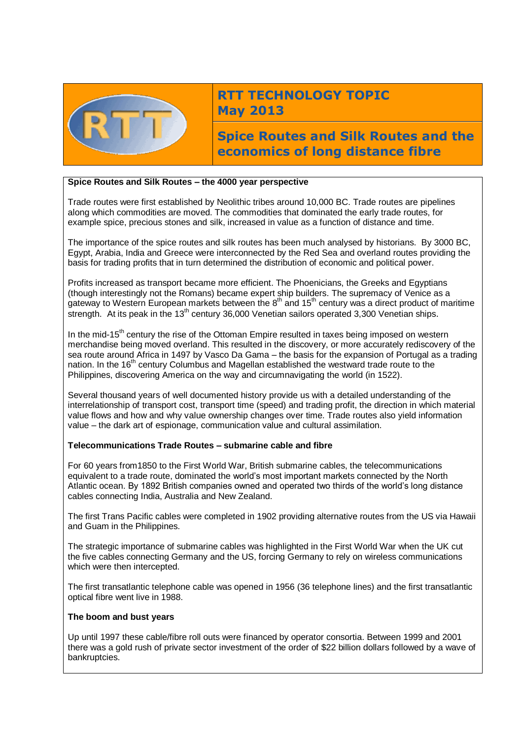# RTT TECHNOLOGY TOPIC May 2013

## Spice Routes and Silk Routes and the economics of long distance fibre

### Spice Routes and Silk Routes – the 4000 year perspective

Trade routes were first established by Neolithic tribes around 10,000 BC. Trade routes are pipelines along which commodities are moved. The commodities that dominated the early trade routes, for example spice, precious stones and silk, increased in value as a function of distance and time.

The importance of the spice routes and silk routes has been much analysed by historians. By 3000 BC, Egypt, Arabia, India and Greece were interconnected by the Red Sea and overland routes providing the basis for trading profits that in turn determined the distribution of economic and political power.

Profits increased as transport became more efficient. The Phoenicians, the Greeks and Egyptians (though interestingly not the Romans) became expert ship builders. The supremacy of Venice as a gateway to Western European markets between the 8th and 15th century was a direct product of maritime strength. At its peak in the 13th century 36,000 Venetian sailors operated 3,300 Venetian ships.

In the mid-15th century the rise of the Ottoman Empire resulted in taxes being imposed on western merchandise being moved overland. This resulted in the discovery, or more accurately rediscovery of the sea route around Africa in 1497 by Vasco Da Gama – the basis for the expansion of Portugal as a trading nation. In the 16th century Columbus and Magellan established the westward trade route to the Philippines, discovering America on the way and circumnavigating the world (in 1522).

Several thousand years of well documented history provide us with a detailed understanding of the interrelationship of transport cost, transport time (speed) and trading profit, the direction in which material value flows and how and why value ownership changes over time. Trade routes also yield information value – the dark art of espionage, communication value and cultural assimilation.

### Telecommunications Trade Routes – submarine cable and fibre

For 60 years from1850 to the First World War, British submarine cables, the telecommunications equivalent to a trade route, dominated the world's most important markets connected by the North Atlantic ocean. By 1892 British companies owned and operated two thirds of the world's long distance cables connecting India, Australia and New Zealand.

The first Trans Pacific cables were completed in 1902 providing alternative routes from the US via Hawaii and Guam in the Philippines.

The strategic importance of submarine cables was highlighted in the First World War when the UK cut the five cables connecting Germany and the US, forcing Germany to rely on wireless communications which were then intercepted.

The first transatlantic telephone cable was opened in 1956 (36 telephone lines) and the first transatlantic optical fibre went live in 1988.

### The boom and bust years

Up until 1997 these cable/fibre roll outs were financed by operator consortia. Between 1999 and 2001 there was a gold rush of private sector investment of the order of $22 billion dollars followed by a wave of bankruptcies.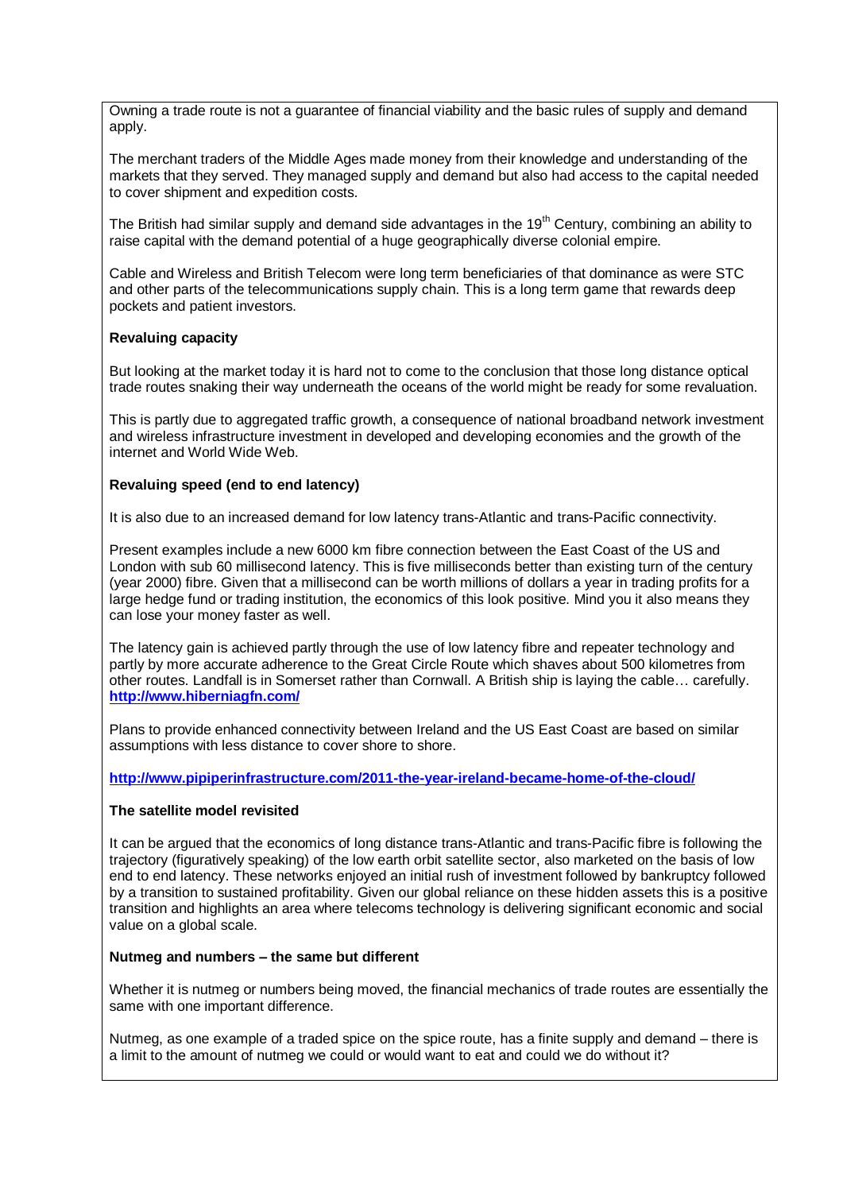Owning a trade route is not a guarantee of financial viability and the basic rules of supply and demand apply.

The merchant traders of the Middle Ages made money from their knowledge and understanding of the markets that they served. They managed supply and demand but also had access to the capital needed to cover shipment and expedition costs.

The British had similar supply and demand side advantages in the 19th Century, combining an ability to raise capital with the demand potential of a huge geographically diverse colonial empire.

Cable and Wireless and British Telecom were long term beneficiaries of that dominance as were STC and other parts of the telecommunications supply chain. This is a long term game that rewards deep pockets and patient investors.

**Revaluing capacity**

But looking at the market today it is hard not to come to the conclusion that those long distance optical trade routes snaking their way underneath the oceans of the world might be ready for some revaluation.

This is partly due to aggregated traffic growth, a consequence of national broadband network investment and wireless infrastructure investment in developed and developing economies and the growth of the internet and World Wide Web.

**Revaluing speed (end to end latency)**

It is also due to an increased demand for low latency trans-Atlantic and trans-Pacific connectivity.

Present examples include a new 6000 km fibre connection between the East Coast of the US and London with sub 60 millisecond latency. This is five milliseconds better than existing turn of the century (year 2000) fibre. Given that a millisecond can be worth millions of dollars a year in trading profits for a large hedge fund or trading institution, the economics of this look positive. Mind you it also means they can lose your money faster as well.

The latency gain is achieved partly through the use of low latency fibre and repeater technology and partly by more accurate adherence to the Great Circle Route which shaves about 500 kilometres from other routes. Landfall is in Somerset rather than Cornwall. A British ship is laying the cable… carefully. **http://www.hiberniagfn.com/**

Plans to provide enhanced connectivity between Ireland and the US East Coast are based on similar assumptions with less distance to cover shore to shore.

**http://www.pipiperinfrastructure.com/2011-the-year-ireland-became-home-of-the-cloud/**

**The satellite model revisited**

It can be argued that the economics of long distance trans-Atlantic and trans-Pacific fibre is following the trajectory (figuratively speaking) of the low earth orbit satellite sector, also marketed on the basis of low end to end latency. These networks enjoyed an initial rush of investment followed by bankruptcy followed by a transition to sustained profitability. Given our global reliance on these hidden assets this is a positive transition and highlights an area where telecoms technology is delivering significant economic and social value on a global scale.

**Nutmeg and numbers – the same but different**

Whether it is nutmeg or numbers being moved, the financial mechanics of trade routes are essentially the same with one important difference.

Nutmeg, as one example of a traded spice on the spice route, has a finite supply and demand – there is a limit to the amount of nutmeg we could or would want to eat and could we do without it?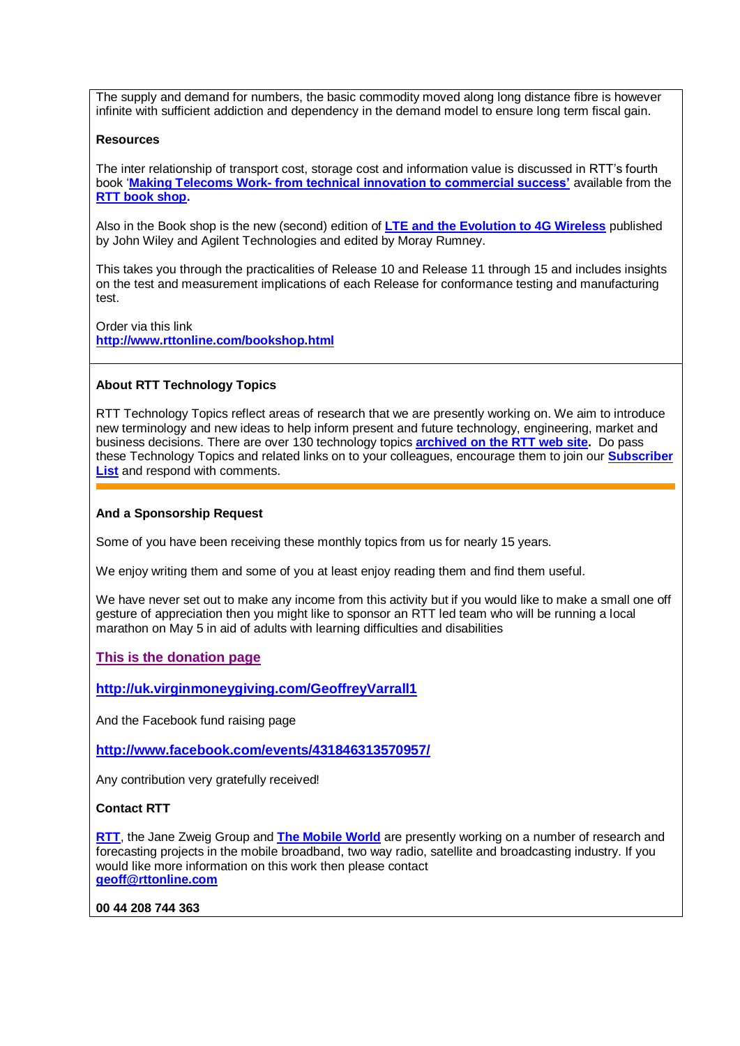The supply and demand for numbers, the basic commodity moved along long distance fibre is however infinite with sufficient addiction and dependency in the demand model to ensure long term fiscal gain.

**Resources**

The inter relationship of transport cost, storage cost and information value is discussed in RTT's fourth book '**Making Telecoms Work- from technical innovation to commercial success'** available from the **RTT book shop.**

Also in the Book shop is the new (second) edition of **LTE and the Evolution to 4G Wireless** published by John Wiley and Agilent Technologies and edited by Moray Rumney.

This takes you through the practicalities of Release 10 and Release 11 through 15 and includes insights on the test and measurement implications of each Release for conformance testing and manufacturing test.

Order via this link
**http://www.rttonline.com/bookshop.html**

**About RTT Technology Topics**

RTT Technology Topics reflect areas of research that we are presently working on. We aim to introduce new terminology and new ideas to help inform present and future technology, engineering, market and business decisions. There are over 130 technology topics **archived on the RTT web site.** Do pass these Technology Topics and related links on to your colleagues, encourage them to join our **Subscriber List** and respond with comments.

**And a Sponsorship Request**

Some of you have been receiving these monthly topics from us for nearly 15 years.

We enjoy writing them and some of you at least enjoy reading them and find them useful.

We have never set out to make any income from this activity but if you would like to make a small one off gesture of appreciation then you might like to sponsor an RTT led team who will be running a local marathon on May 5 in aid of adults with learning difficulties and disabilities

**This is the donation page**

**http://uk.virginmoneygiving.com/GeoffreyVarrall1**

And the Facebook fund raising page

**http://www.facebook.com/events/431846313570957/**

Any contribution very gratefully received!

**Contact RTT**

**RTT**, the Jane Zweig Group and **The Mobile World** are presently working on a number of research and forecasting projects in the mobile broadband, two way radio, satellite and broadcasting industry. If you would like more information on this work then please contact
**geoff@rttonline.com**

**00 44 208 744 363**